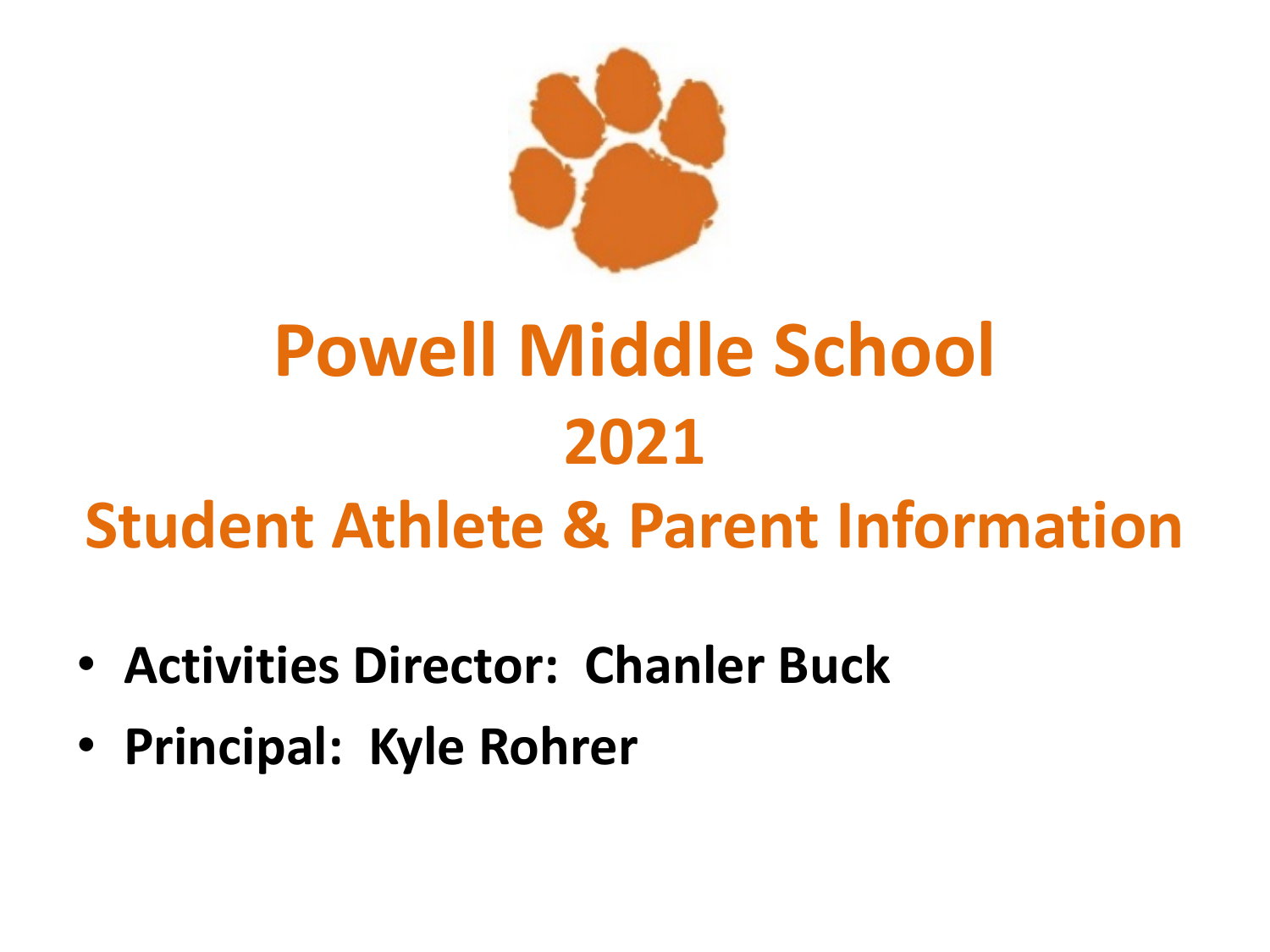# Powell Middle School

# 2021

# Student Athlete & Parent Information

- **Activities Director: Chanler Buck**
- **Principal: Kyle Rohrer**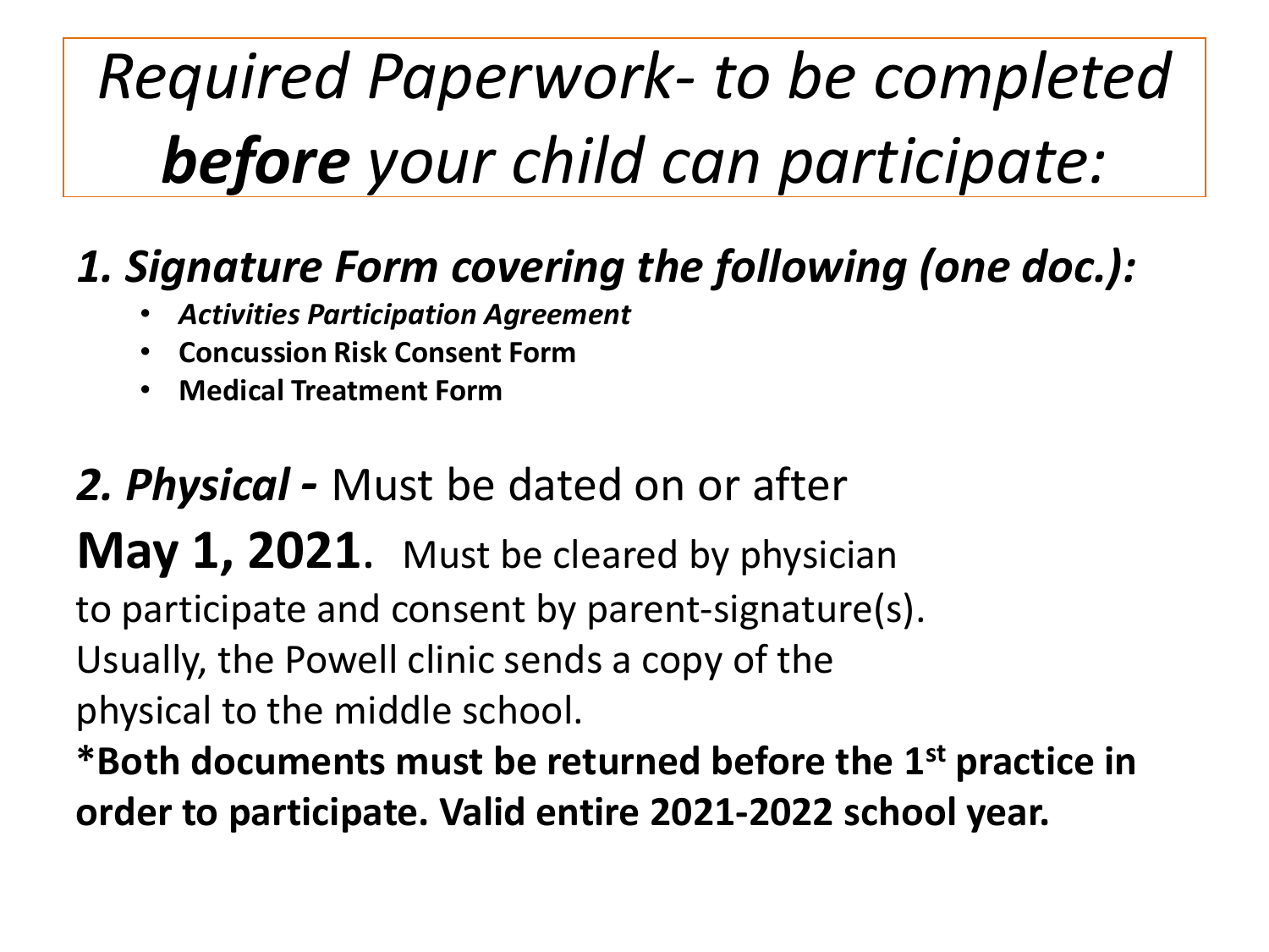# *Required Paperwork- to be completed* ***before*** *your child can participate:*

## ***1. Signature Form covering the following (one doc.):***

- ***Activities Participation Agreement***
- **Concussion Risk Consent Form**
- **Medical Treatment Form**

***2. Physical -*** Must be dated on or after **May 1, 2021**. Must be cleared by physician to participate and consent by parent-signature(s). Usually, the Powell clinic sends a copy of the physical to the middle school.

**\*Both documents must be returned before the 1st practice in order to participate. Valid entire 2021-2022 school year.**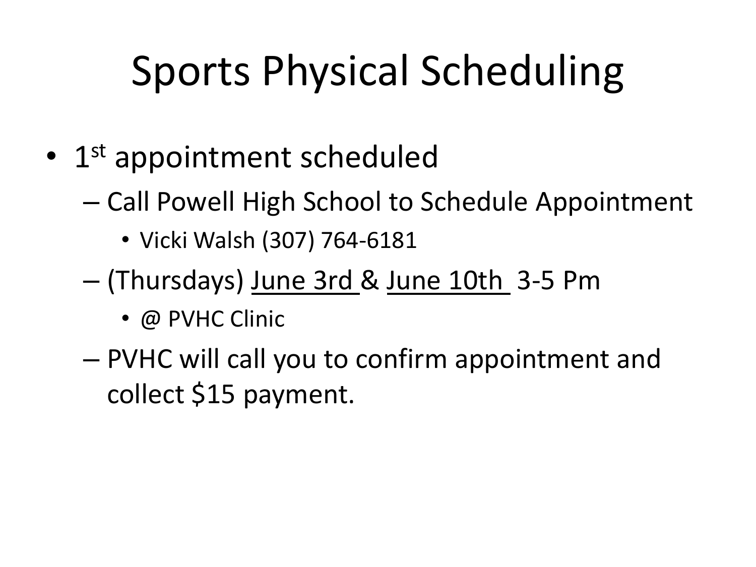# Sports Physical Scheduling

- 1st appointment scheduled
  - Call Powell High School to Schedule Appointment
    - Vicki Walsh (307) 764-6181
  - (Thursdays) June 3rd & June 10th 3-5 Pm
    - @ PVHC Clinic
  - PVHC will call you to confirm appointment and collect $15 payment.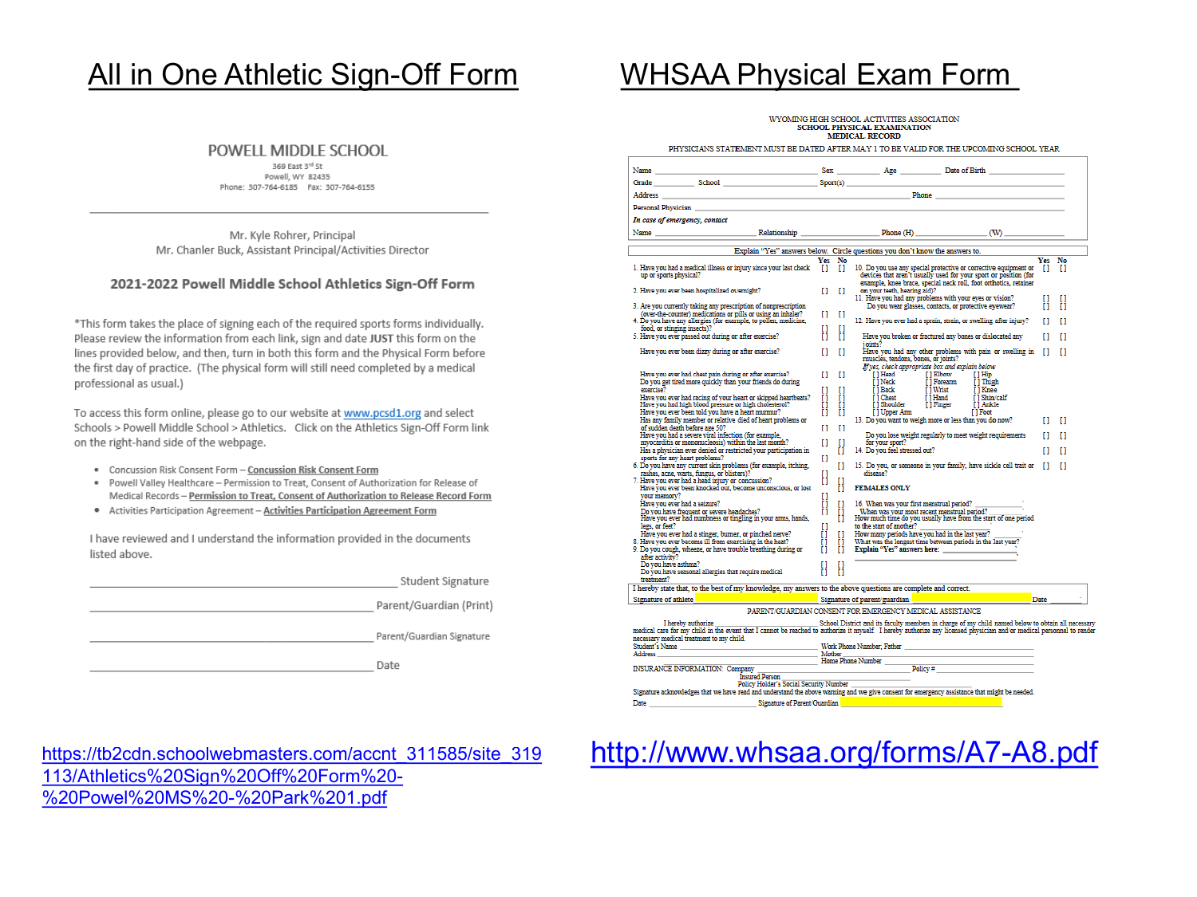## All in One Athletic Sign-Off Form

POWELL MIDDLE SCHOOL

369 East 3rd St
Powell, WY 82435
Phone: 307-764-6185 Fax: 307-764-6155

Mr. Kyle Rohrer, Principal
Mr. Chanler Buck, Assistant Principal/Activities Director

### 2021-2022 Powell Middle School Athletics Sign-Off Form

*This form takes the place of signing each of the required sports forms individually. Please review the information from each link, sign and date **JUST** this form on the lines provided below, and then, turn in both this form and the Physical Form before the first day of practice. (The physical form will still need completed by a medical professional as usual.)

To access this form online, please go to our website at www.pcsd1.org and select Schools > Powell Middle School > Athletics. Click on the Athletics Sign-Off Form link on the right-hand side of the webpage.

- Concussion Risk Consent Form – Concussion Risk Consent Form
- Powell Valley Healthcare – Permission to Treat, Consent of Authorization for Release of Medical Records – Permission to Treat, Consent of Authorization to Release Record Form
- Activities Participation Agreement – Activities Participation Agreement Form

I have reviewed and I understand the information provided in the documents listed above.

_______________________ Student Signature

_______________________ Parent/Guardian (Print)

_______________________ Parent/Guardian Signature

_______________________ Date

https://tb2cdn.schoolwebmasters.com/accnt_311585/site_319113/Athletics%20Sign%20Off%20Form%20-%20Powel%20MS%20-%20Park%201.pdf

## WHSAA Physical Exam Form

WYOMING HIGH SCHOOL ACTIVITIES ASSOCIATION
SCHOOL PHYSICAL EXAMINATION
MEDICAL RECORD

PHYSICIANS STATEMENT MUST BE DATED AFTER MAY 1 TO BE VALID FOR THE UPCOMING SCHOOL YEAR

Name ________ Sex ________ Age ________ Date of Birth ________
Grade ________ School ________ Sport(s) ________
Address ________ Phone ________
Personal Physician ________
*In case of emergency, contact*
Name ________ Relationship ________ Phone (H) ________ (W) ________

Explain "Yes" answers below. Circle questions you don't know the answers to.

| | Yes | No |
|---|---|---|
| 1. Have you had a medical illness or injury since your last check up or sports physical? | [] | [] |
| 2. Have you ever been hospitalized overnight? | [] | [] |
| 3. Are you currently taking any prescription of nonprescription (over-the-counter) medications or pills or using an inhaler? | [] | [] |
| 4. Do you have any allergies (for example, to pollen, medicine, food, or stinging insects)? | [] | [] |
| 5. Have you ever passed out during or after exercise? | [] | [] |
| Have you ever been dizzy during or after exercise? | [] | [] |
| Have you ever had chest pain during or after exercise? | [] | [] |
| Do you get tired more quickly than your friends do during exercise? | [] | [] |
| Have you ever had racing of your heart or skipped heartbeats? | [] | [] |
| Have you had high blood pressure or high cholesterol? | [] | [] |
| Have you ever been told you have a heart murmur? | [] | [] |
| Has any family member or relative died of heart problems or of sudden death before age 50? | [] | [] |
| Have you had a severe viral infection (for example, myocarditis or mononucleosis) within the last month? | [] | [] |
| Has a physician ever denied or restricted your participation in sports for any heart problems? | [] | [] |
| 6. Do you have any current skin problems (for example, itching, rashes, acne, warts, fungus, or blisters)? | [] | [] |
| 7. Have you ever had a head injury or concussion? | [] | [] |
| Have you ever been knocked out, become unconscious, or lost your memory? | [] | [] |
| Have you ever had a seizure? | [] | [] |
| Do you have frequent or severe headaches? | [] | [] |
| Have you ever had numbness or tingling in your arms, hands, legs, or feet? | [] | [] |
| Have you ever had a stinger, burner, or pinched nerve? | [] | [] |
| 8. Have you ever become ill from exercising in the heat? | [] | [] |
| 9. Do you cough, wheeze, or have trouble breathing during or after activity? | [] | [] |
| Do you have asthma? | [] | [] |
| Do you have seasonal allergies that require medical treatment? | [] | [] |
| 10. Do you use any special protective or corrective equipment or devices that aren't usually used for your sport or position (for example, knee brace, special neck roll, foot orthotics, retainer on your teeth, hearing aid)? | [] | [] |
| 11. Have you had any problems with your eyes or vision? | [] | [] |
| Do you wear glasses, contacts, or protective eyewear? | [] | [] |
| 12. Have you ever had a sprain, strain, or swelling after injury? | [] | [] |
| Have you broken or fractured any bones or dislocated any joints? | [] | [] |
| Have you had any other problems with pain or swelling in muscles, tendons, bones, or joints? | [] | [] |
| 13. Do you want to weigh more or less than you do now? | [] | [] |
| Do you lose weight regularly to meet weight requirements for your sport? | [] | [] |
| 14. Do you feel stressed out? | [] | [] |
| 15. Do you, or someone in your family, have sickle cell trait or disease? | [] | [] |

*If yes, check appropriate box and explain below*
[] Head [] Elbow [] Hip
[] Neck [] Forearm [] Thigh
[] Back [] Wrist [] Knee
[] Chest [] Hand [] Shin/calf
[] Shoulder [] Finger [] Ankle
[] Upper Arm [] Foot

**FEMALES ONLY**

16. When was your first menstrual period? ________
When was your most recent menstrual period? ________
How much time do you usually have from the start of one period to the start of another? ________
How many periods have you had in the last year? ________
What was the longest time between periods in the last year? ________
**Explain "Yes" answers here:** ________

I hereby state that, to the best of my knowledge, my answers to the above questions are complete and correct.
Signature of athlete ________ Signature of parent/guardian ________ Date ________

PARENT/GUARDIAN CONSENT FOR EMERGENCY MEDICAL ASSISTANCE

I hereby authorize ________ School District and its faculty members in charge of my child named below to obtain all necessary medical care for my child in the event that I cannot be reached to authorize it myself. I hereby authorize any licensed physician and/or medical personnel to render necessary medical treatment to my child.

Student's Name ________ Work Phone Number, Father ________
Address ________ Mother ________
Home Phone Number ________

INSURANCE INFORMATION: Company ________ Policy # ________
Insured Person ________
Policy Holder's Social Security Number ________

Signature acknowledges that we have read and understand the above warning and we give consent for emergency assistance that might be needed.

Date ________ Signature of Parent/Guardian ________

http://www.whsaa.org/forms/A7-A8.pdf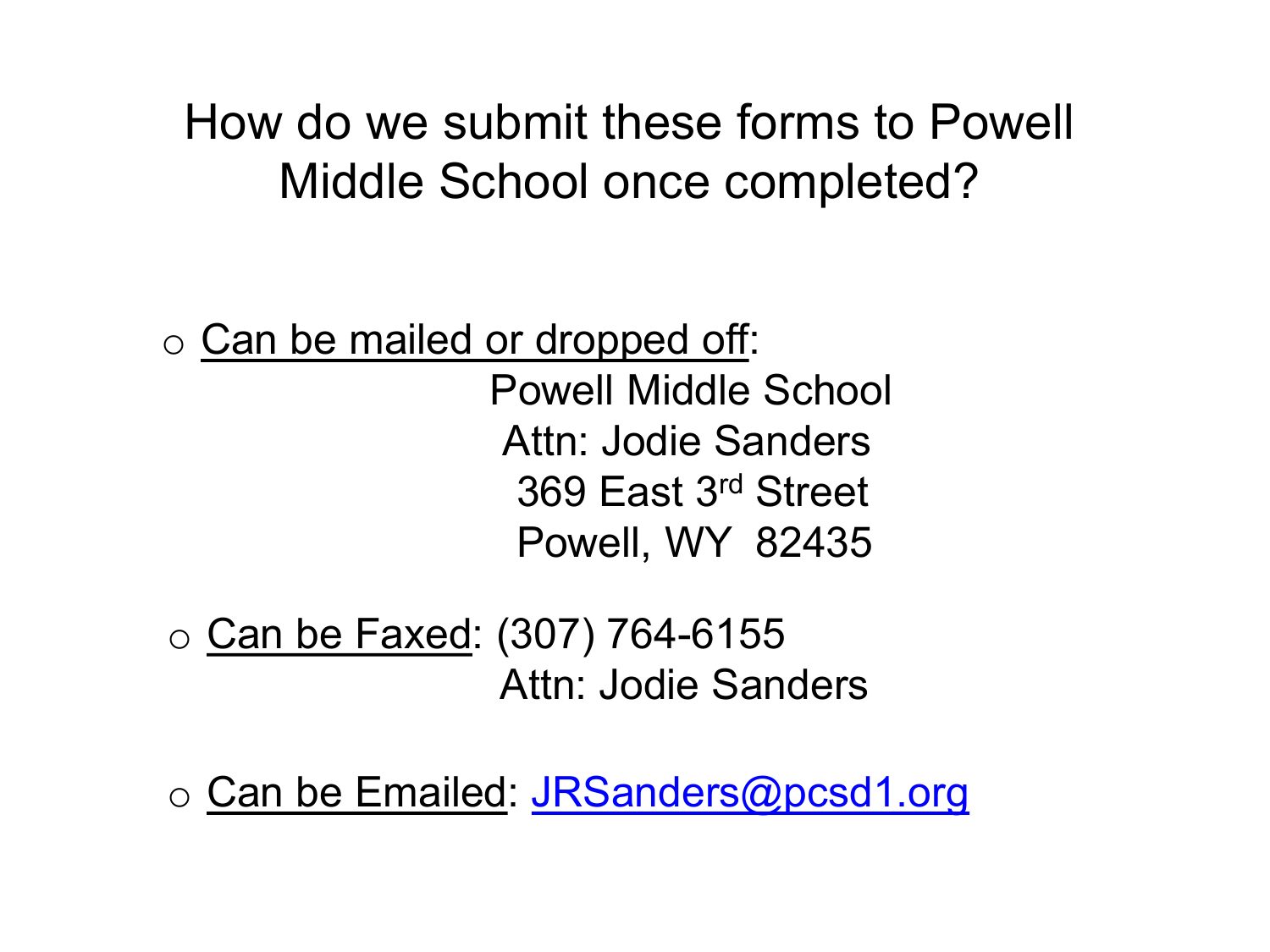# How do we submit these forms to Powell Middle School once completed?

- Can be mailed or dropped off:

  Powell Middle School
  Attn: Jodie Sanders
  369 East 3rd Street
  Powell, WY 82435

- Can be Faxed: (307) 764-6155
  Attn: Jodie Sanders

- Can be Emailed: JRSanders@pcsd1.org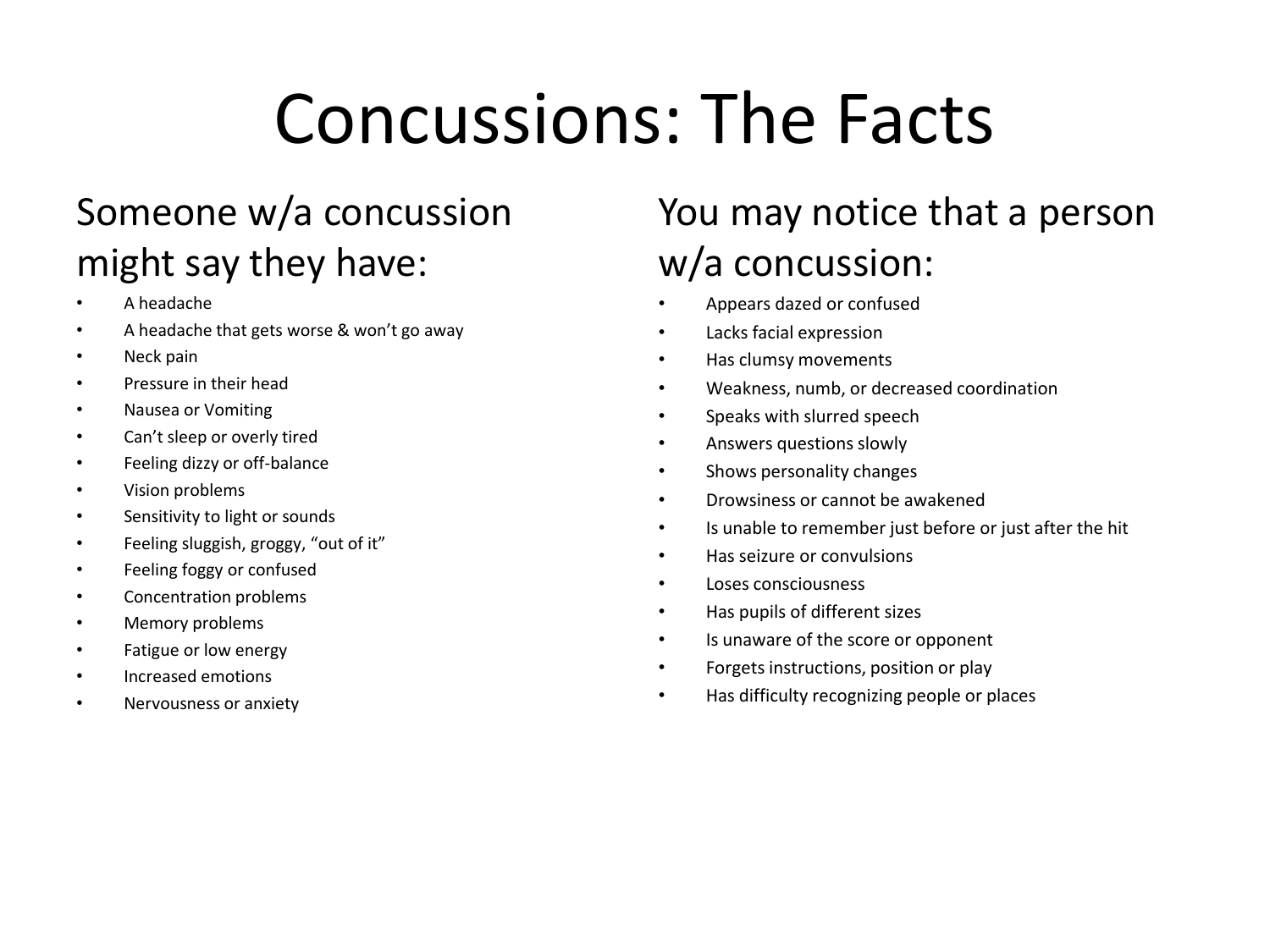# Concussions: The Facts

## Someone w/a concussion might say they have:

- A headache
- A headache that gets worse & won't go away
- Neck pain
- Pressure in their head
- Nausea or Vomiting
- Can't sleep or overly tired
- Feeling dizzy or off-balance
- Vision problems
- Sensitivity to light or sounds
- Feeling sluggish, groggy, "out of it"
- Feeling foggy or confused
- Concentration problems
- Memory problems
- Fatigue or low energy
- Increased emotions
- Nervousness or anxiety

## You may notice that a person w/a concussion:

- Appears dazed or confused
- Lacks facial expression
- Has clumsy movements
- Weakness, numb, or decreased coordination
- Speaks with slurred speech
- Answers questions slowly
- Shows personality changes
- Drowsiness or cannot be awakened
- Is unable to remember just before or just after the hit
- Has seizure or convulsions
- Loses consciousness
- Has pupils of different sizes
- Is unaware of the score or opponent
- Forgets instructions, position or play
- Has difficulty recognizing people or places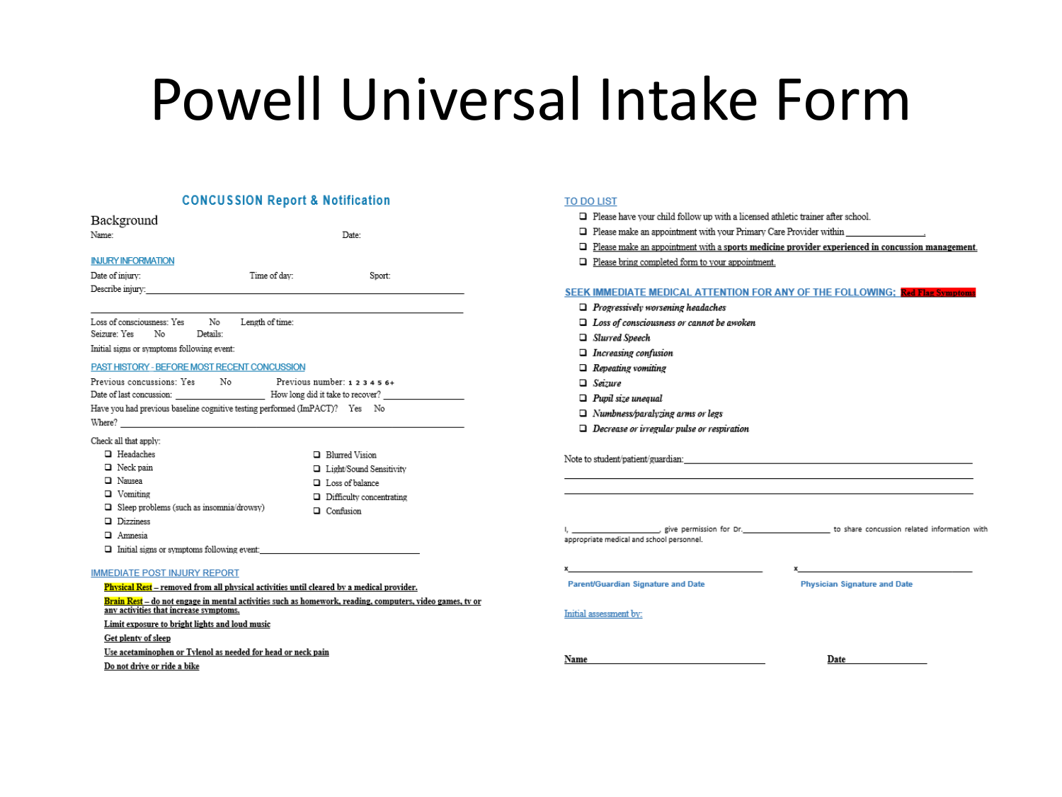# Powell Universal Intake Form

## CONCUSSION Report & Notification

### Background

Name: Date:

**INJURY INFORMATION**

Date of injury: Time of day: Sport:

Describe injury: ________________________________________________

________________________________________________

Loss of consciousness: Yes No Length of time:

Seizure: Yes No Details:

Initial signs or symptoms following event:

**PAST HISTORY - BEFORE MOST RECENT CONCUSSION**

Previous concussions: Yes No Previous number: 1 2 3 4 5 6+

Date of last concussion: ________________ How long did it take to recover? ________________

Have you had previous baseline cognitive testing performed (ImPACT)? Yes No

Where? ________________________________________________

Check all that apply:

- ❑ Headaches
- ❑ Neck pain
- ❑ Nausea
- ❑ Vomiting
- ❑ Sleep problems (such as insomnia/drowsy)
- ❑ Dizziness
- ❑ Amnesia
- ❑ Initial signs or symptoms following event: ________________________
- ❑ Blurred Vision
- ❑ Light/Sound Sensitivity
- ❑ Loss of balance
- ❑ Difficulty concentrating
- ❑ Confusion

**IMMEDIATE POST INJURY REPORT**

**Physical Rest – removed from all physical activities until cleared by a medical provider.**

**Brain Rest – do not engage in mental activities such as homework, reading, computers, video games, tv or any activities that increase symptoms.**

**Limit exposure to bright lights and loud music**

**Get plenty of sleep**

**Use acetaminophen or Tylenol as needed for head or neck pain**

**Do not drive or ride a bike**

**TO DO LIST**

- ❑ Please have your child follow up with a licensed athletic trainer after school.
- ❑ Please make an appointment with your Primary Care Provider within ________________.
- ❑ **Please make an appointment with a sports medicine provider experienced in concussion management.**
- ❑ Please bring completed form to your appointment.

**SEEK IMMEDIATE MEDICAL ATTENTION FOR ANY OF THE FOLLOWING: Red Flag Symptoms**

- ❑ *Progressively worsening headaches*
- ❑ *Loss of consciousness or cannot be awoken*
- ❑ *Slurred Speech*
- ❑ *Increasing confusion*
- ❑ *Repeating vomiting*
- ❑ *Seizure*
- ❑ *Pupil size unequal*
- ❑ *Numbness/paralyzing arms or legs*
- ❑ *Decrease or irregular pulse or respiration*

Note to student/patient/guardian: ________________________________________________

________________________________________________

________________________________________________

I, ________________, give permission for Dr.________________ to share concussion related information with appropriate medical and school personnel.

x________________________________ x________________________________

Parent/Guardian Signature and Date Physician Signature and Date

Initial assessment by:

**Name** ________________________________ **Date** ________________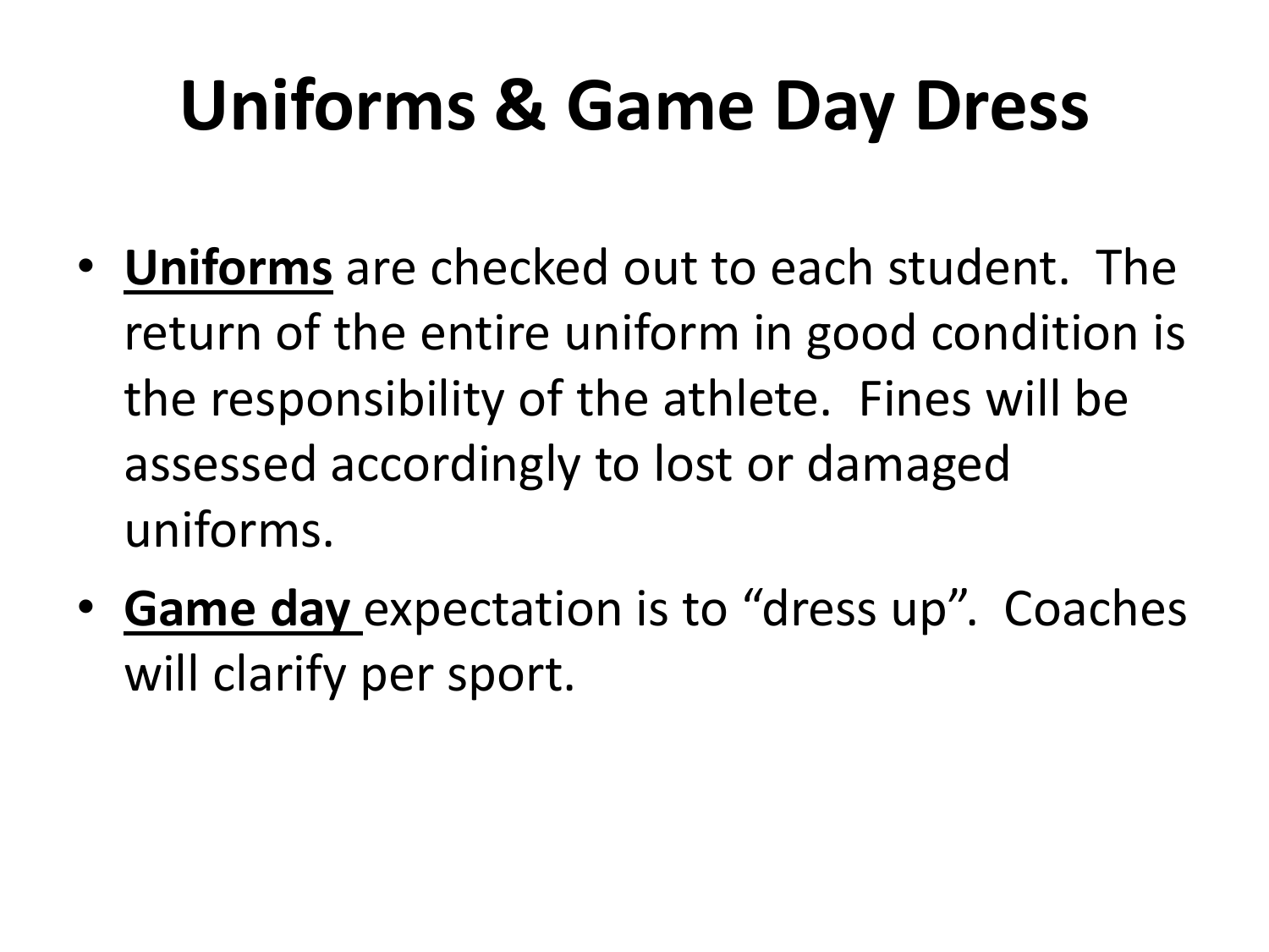# Uniforms & Game Day Dress

- **Uniforms** are checked out to each student. The return of the entire uniform in good condition is the responsibility of the athlete. Fines will be assessed accordingly to lost or damaged uniforms.
- **Game day** expectation is to "dress up". Coaches will clarify per sport.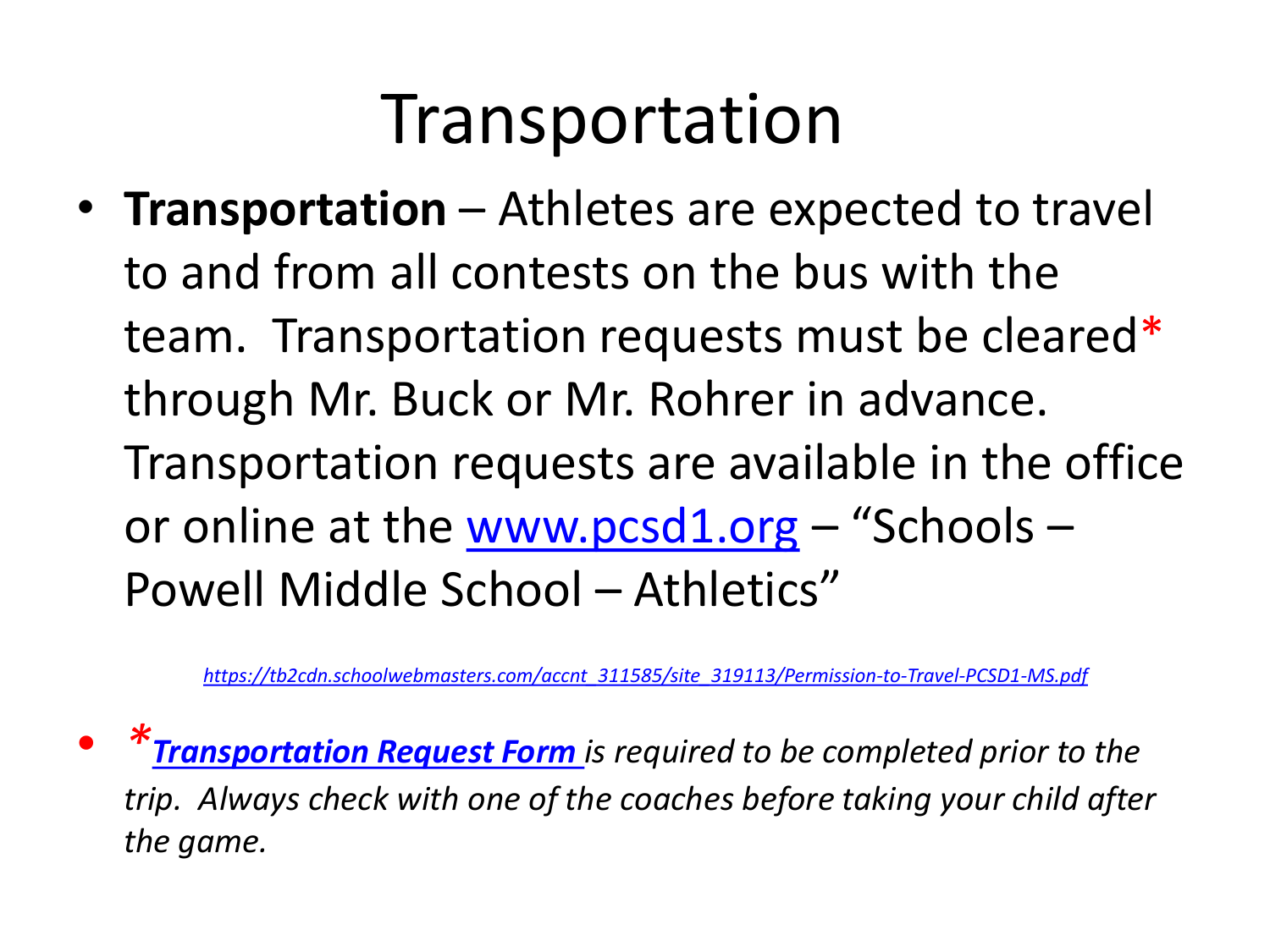# Transportation

- **Transportation** – Athletes are expected to travel to and from all contests on the bus with the team. Transportation requests must be cleared* through Mr. Buck or Mr. Rohrer in advance. Transportation requests are available in the office or online at the www.pcsd1.org – "Schools – Powell Middle School – Athletics"

*https://tb2cdn.schoolwebmasters.com/accnt_311585/site_319113/Permission-to-Travel-PCSD1-MS.pdf*

- ****Transportation Request Form** is required to be completed prior to the trip. Always check with one of the coaches before taking your child after the game.*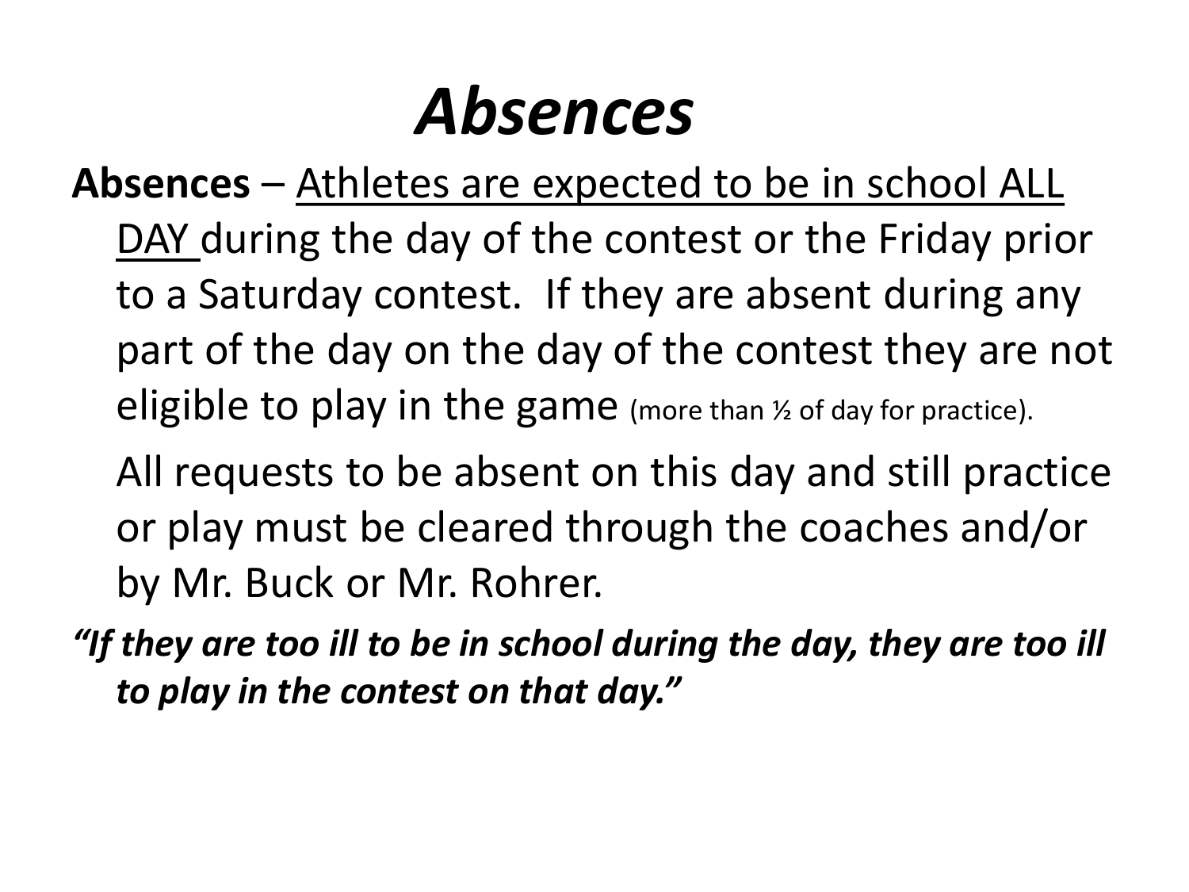# *Absences*

**Absences** – <u>Athletes are expected to be in school ALL DAY</u> during the day of the contest or the Friday prior to a Saturday contest. If they are absent during any part of the day on the day of the contest they are not eligible to play in the game (more than ½ of day for practice).

All requests to be absent on this day and still practice or play must be cleared through the coaches and/or by Mr. Buck or Mr. Rohrer.

***"If they are too ill to be in school during the day, they are too ill to play in the contest on that day."***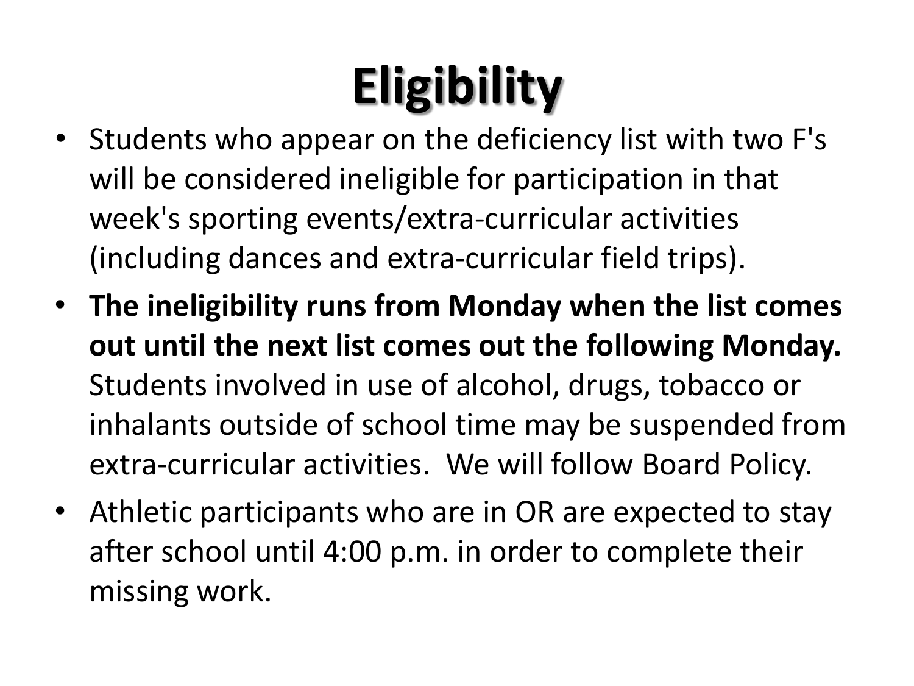# Eligibility

- Students who appear on the deficiency list with two F's will be considered ineligible for participation in that week's sporting events/extra-curricular activities (including dances and extra-curricular field trips).
- **The ineligibility runs from Monday when the list comes out until the next list comes out the following Monday.** Students involved in use of alcohol, drugs, tobacco or inhalants outside of school time may be suspended from extra-curricular activities. We will follow Board Policy.
- Athletic participants who are in OR are expected to stay after school until 4:00 p.m. in order to complete their missing work.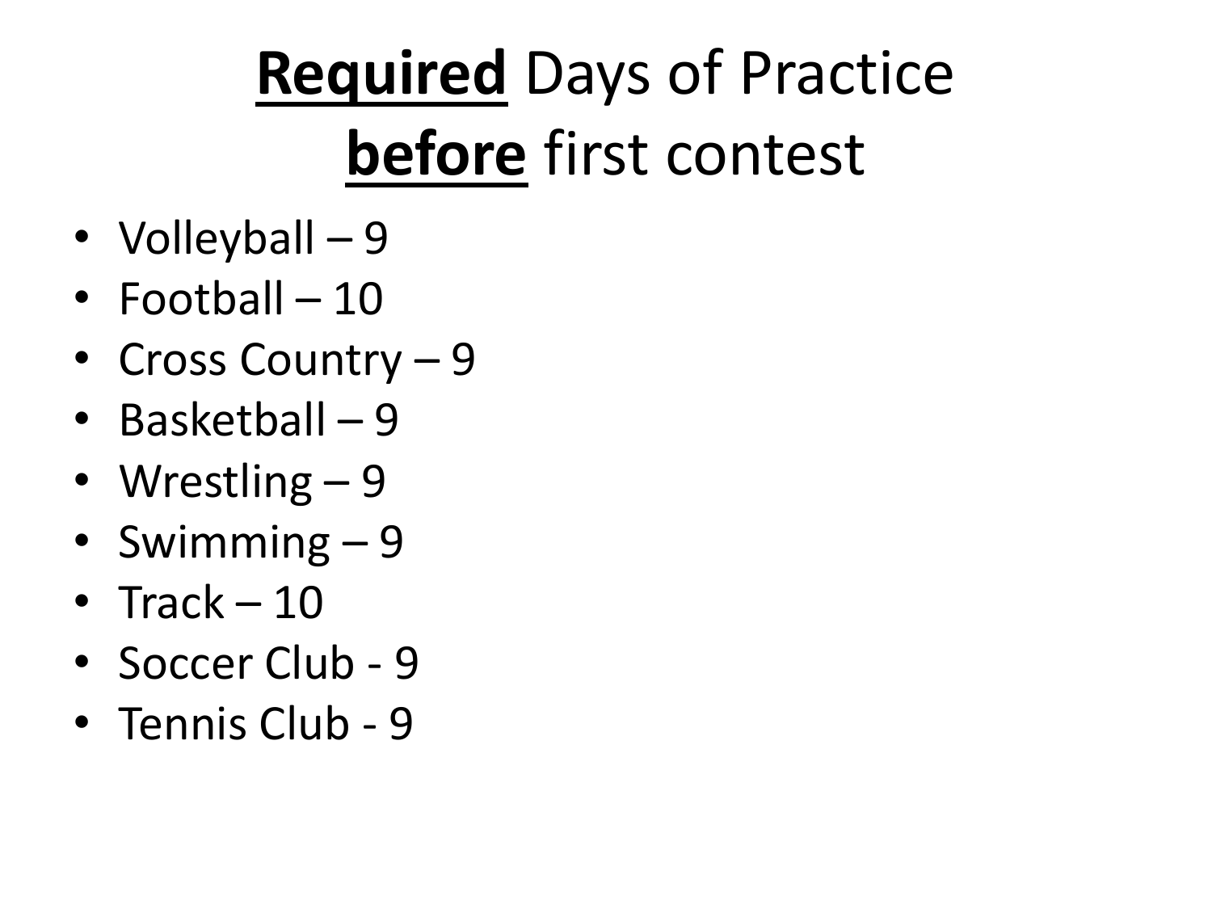# **<u>Required</u>** Days of Practice **<u>before</u>** first contest

- Volleyball – 9
- Football – 10
- Cross Country – 9
- Basketball – 9
- Wrestling – 9
- Swimming – 9
- Track – 10
- Soccer Club - 9
- Tennis Club - 9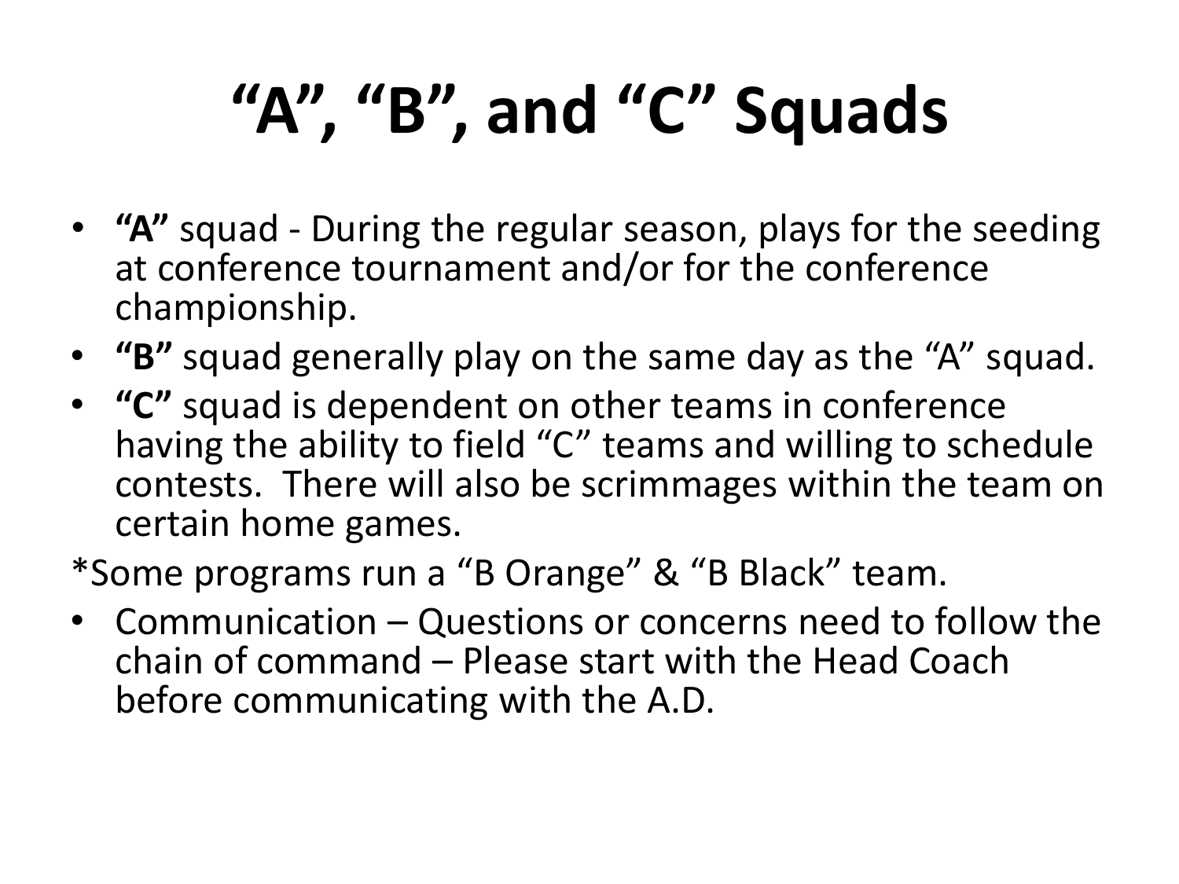# “A”, “B”, and “C” Squads

- **“A”** squad - During the regular season, plays for the seeding at conference tournament and/or for the conference championship.
- **“B”** squad generally play on the same day as the “A” squad.
- **“C”** squad is dependent on other teams in conference having the ability to field “C” teams and willing to schedule contests. There will also be scrimmages within the team on certain home games.

*Some programs run a “B Orange” & “B Black” team.

- Communication – Questions or concerns need to follow the chain of command – Please start with the Head Coach before communicating with the A.D.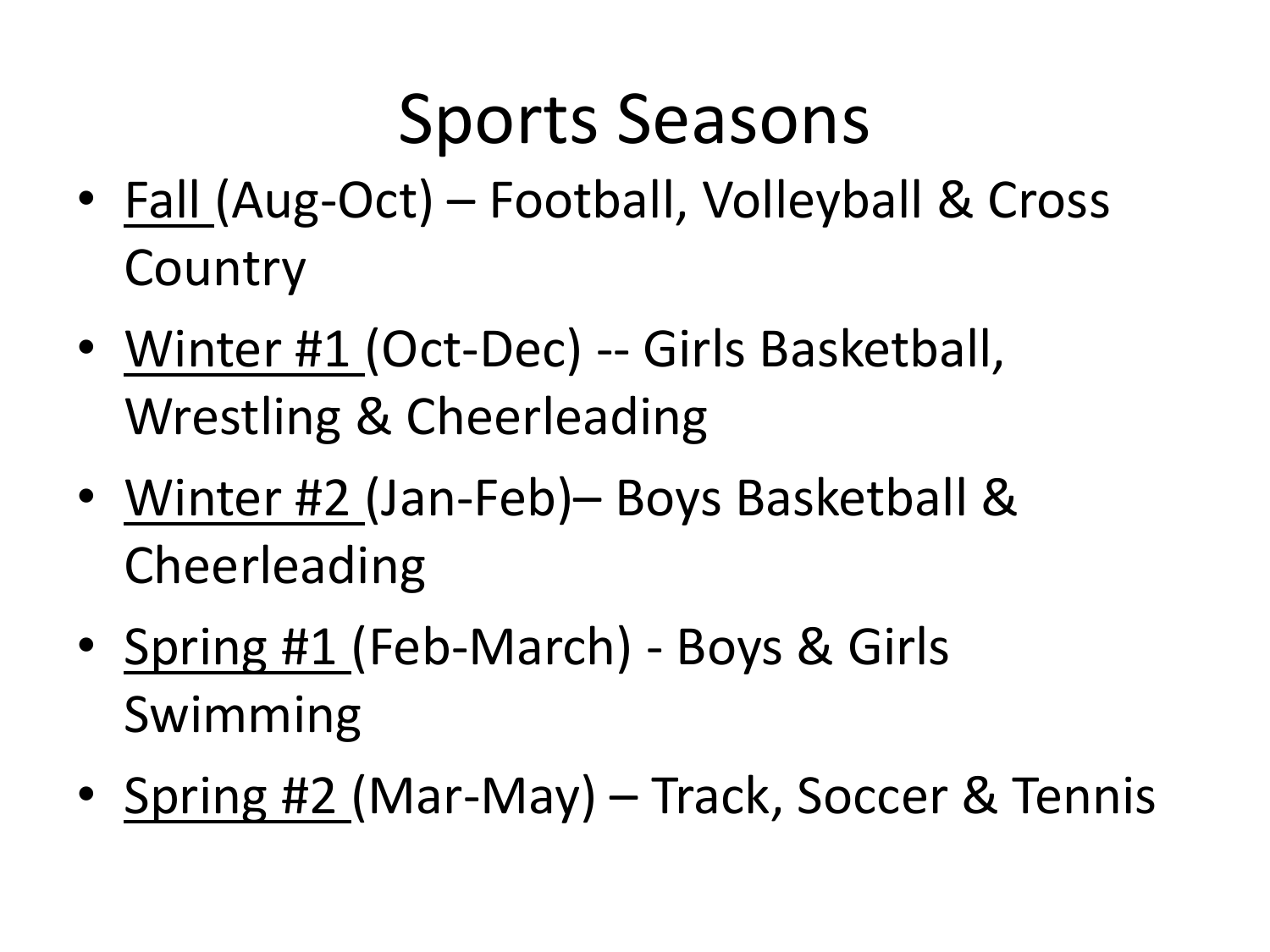# Sports Seasons

- <u>Fall</u> (Aug-Oct) – Football, Volleyball & Cross Country
- <u>Winter #1</u> (Oct-Dec) -- Girls Basketball, Wrestling & Cheerleading
- <u>Winter #2</u> (Jan-Feb)– Boys Basketball & Cheerleading
- <u>Spring #1</u> (Feb-March) - Boys & Girls Swimming
- <u>Spring #2</u> (Mar-May) – Track, Soccer & Tennis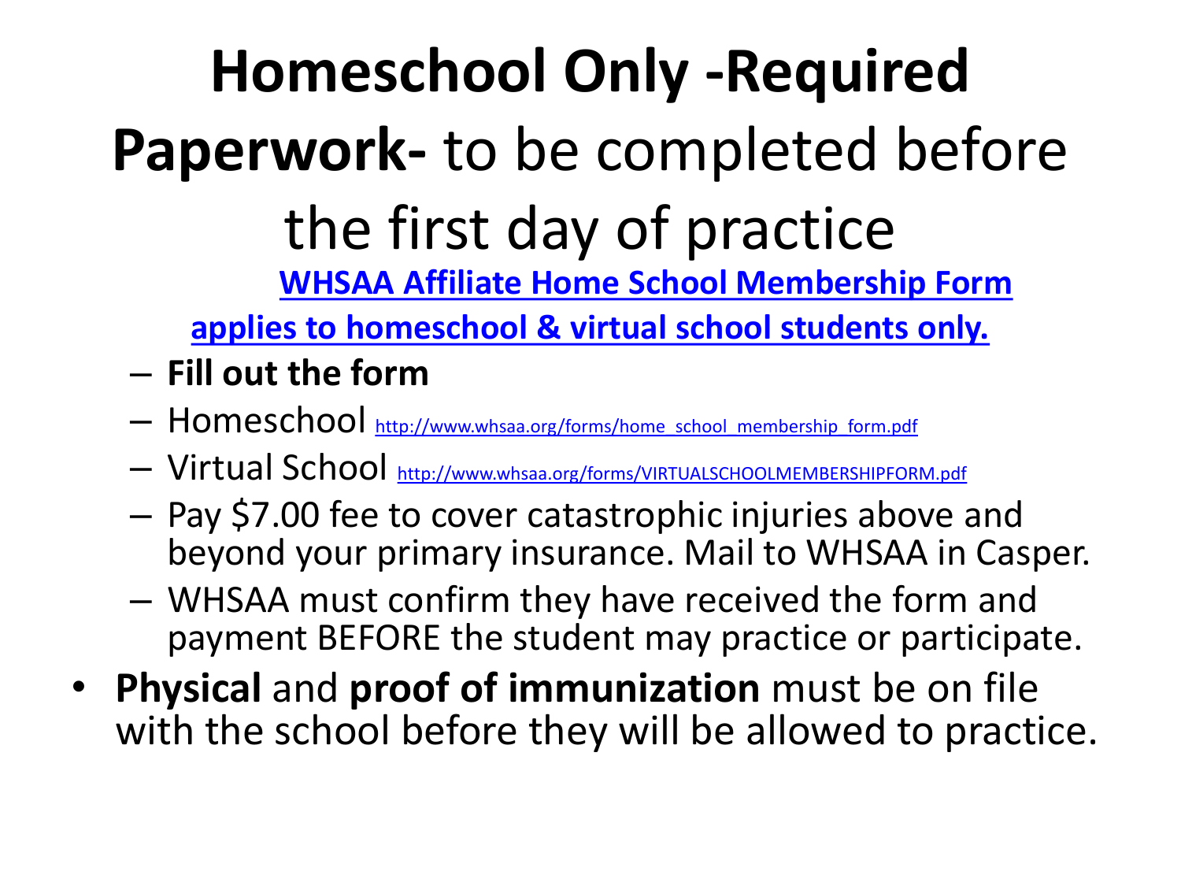# **Homeschool Only -Required Paperwork-** to be completed before the first day of practice

**WHSAA Affiliate Home School Membership Form applies to homeschool & virtual school students only.**

- **Fill out the form**
- Homeschool http://www.whsaa.org/forms/home_school_membership_form.pdf
- Virtual School http://www.whsaa.org/forms/VIRTUALSCHOOLMEMBERSHIPFORM.pdf
- Pay $7.00 fee to cover catastrophic injuries above and beyond your primary insurance. Mail to WHSAA in Casper.
- WHSAA must confirm they have received the form and payment BEFORE the student may practice or participate.

- **Physical** and **proof of immunization** must be on file with the school before they will be allowed to practice.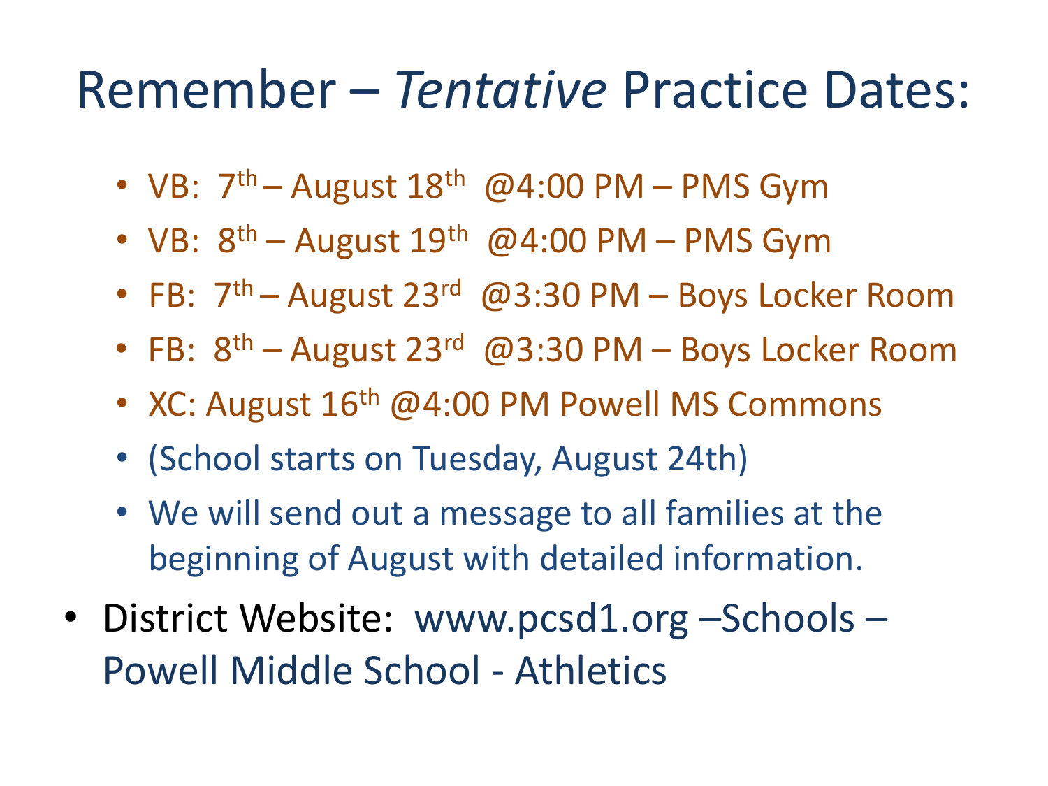# Remember – *Tentative* Practice Dates:

- VB: 7th – August 18th @4:00 PM – PMS Gym
- VB: 8th – August 19th @4:00 PM – PMS Gym
- FB: 7th – August 23rd @3:30 PM – Boys Locker Room
- FB: 8th – August 23rd @3:30 PM – Boys Locker Room
- XC: August 16th @4:00 PM Powell MS Commons
- (School starts on Tuesday, August 24th)
- We will send out a message to all families at the beginning of August with detailed information.

- District Website: www.pcsd1.org –Schools – Powell Middle School - Athletics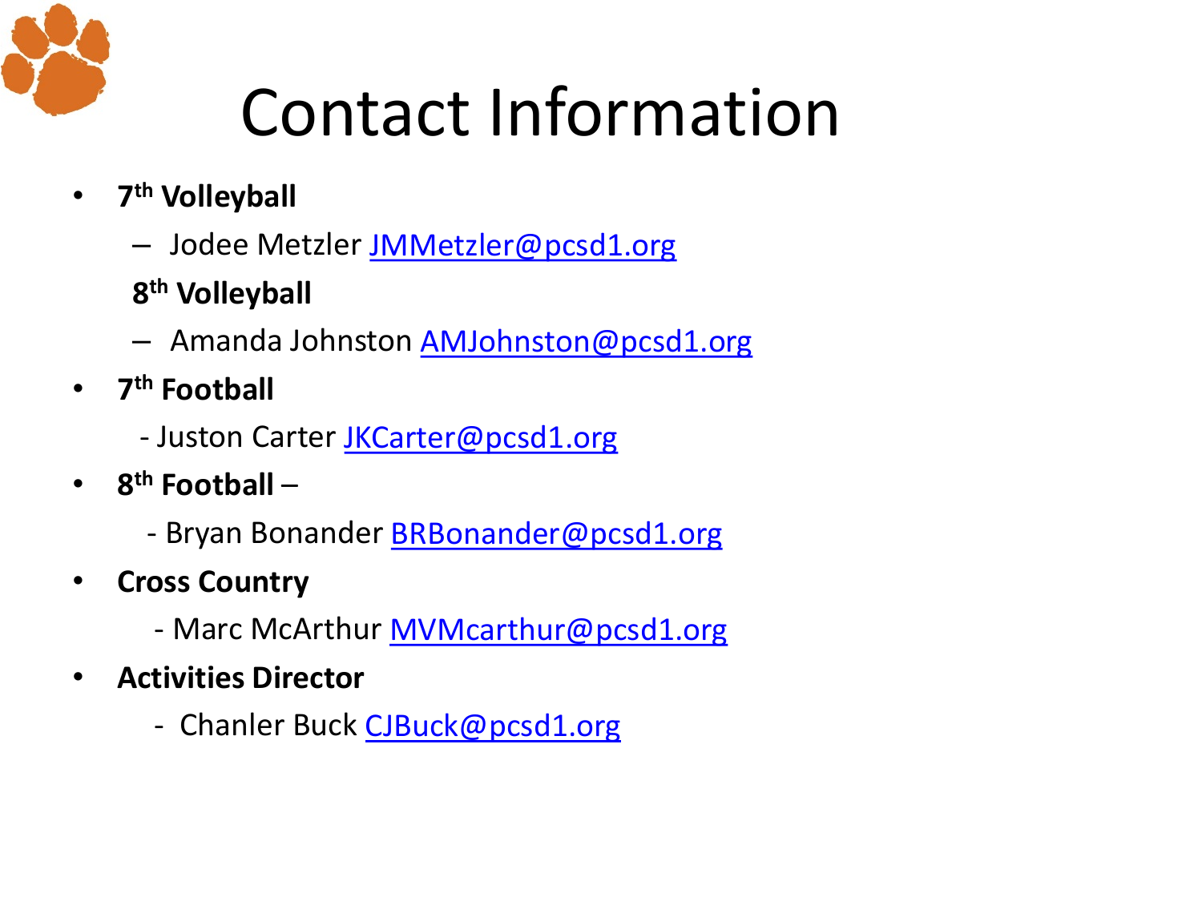# Contact Information

- **7th Volleyball**
  - Jodee Metzler JMMetzler@pcsd1.org

  **8th Volleyball**
  - Amanda Johnston AMJohnston@pcsd1.org
- **7th Football**
  - Juston Carter JKCarter@pcsd1.org
- **8th Football** –
  - Bryan Bonander BRBonander@pcsd1.org
- **Cross Country**
  - Marc McArthur MVMcarthur@pcsd1.org
- **Activities Director**
  - Chanler Buck CJBuck@pcsd1.org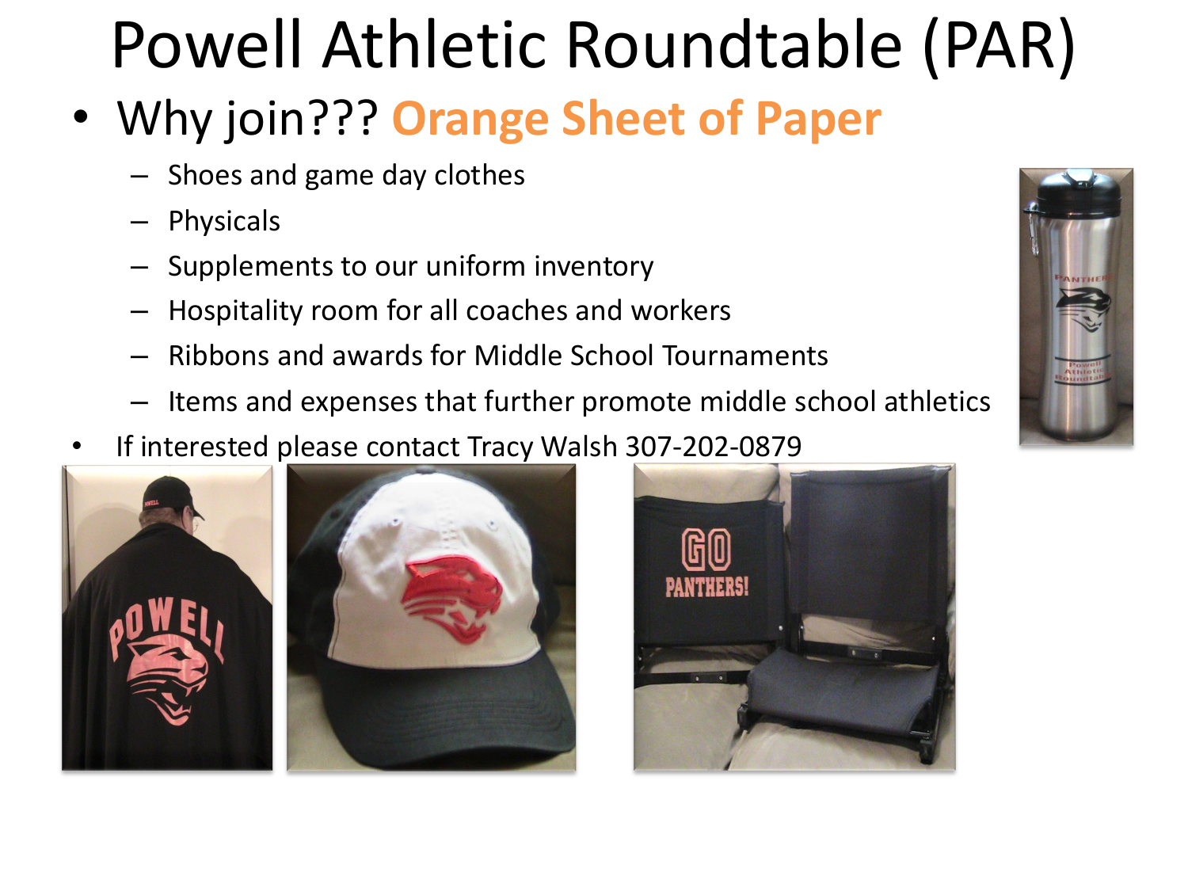# Powell Athletic Roundtable (PAR)

- Why join??? **Orange Sheet of Paper**
  - Shoes and game day clothes
  - Physicals
  - Supplements to our uniform inventory
  - Hospitality room for all coaches and workers
  - Ribbons and awards for Middle School Tournaments
  - Items and expenses that further promote middle school athletics
- If interested please contact Tracy Walsh 307-202-0879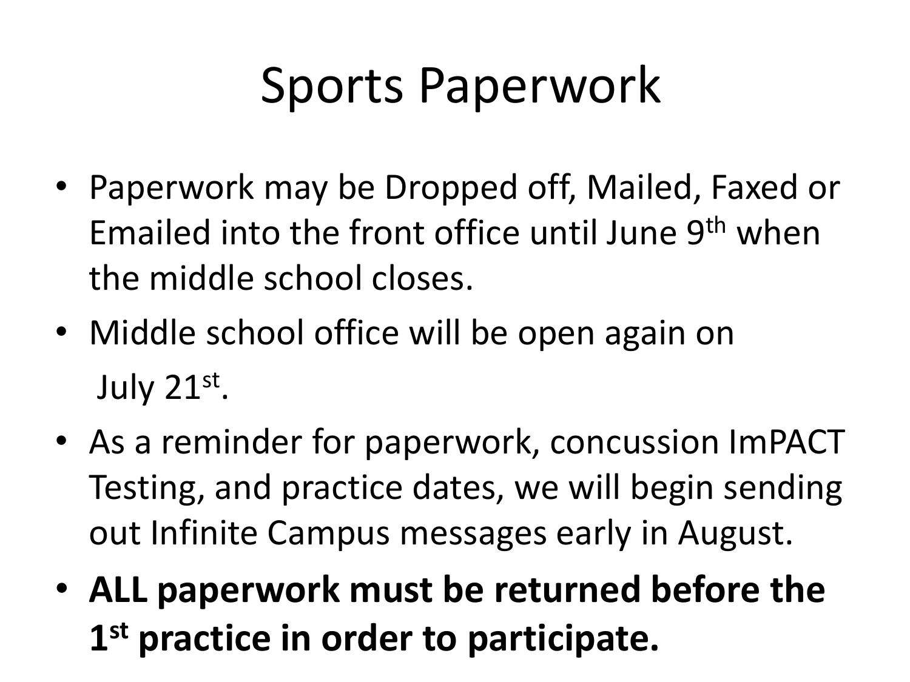# Sports Paperwork

- Paperwork may be Dropped off, Mailed, Faxed or Emailed into the front office until June 9th when the middle school closes.
- Middle school office will be open again on July 21st.
- As a reminder for paperwork, concussion ImPACT Testing, and practice dates, we will begin sending out Infinite Campus messages early in August.
- **ALL paperwork must be returned before the 1st practice in order to participate.**